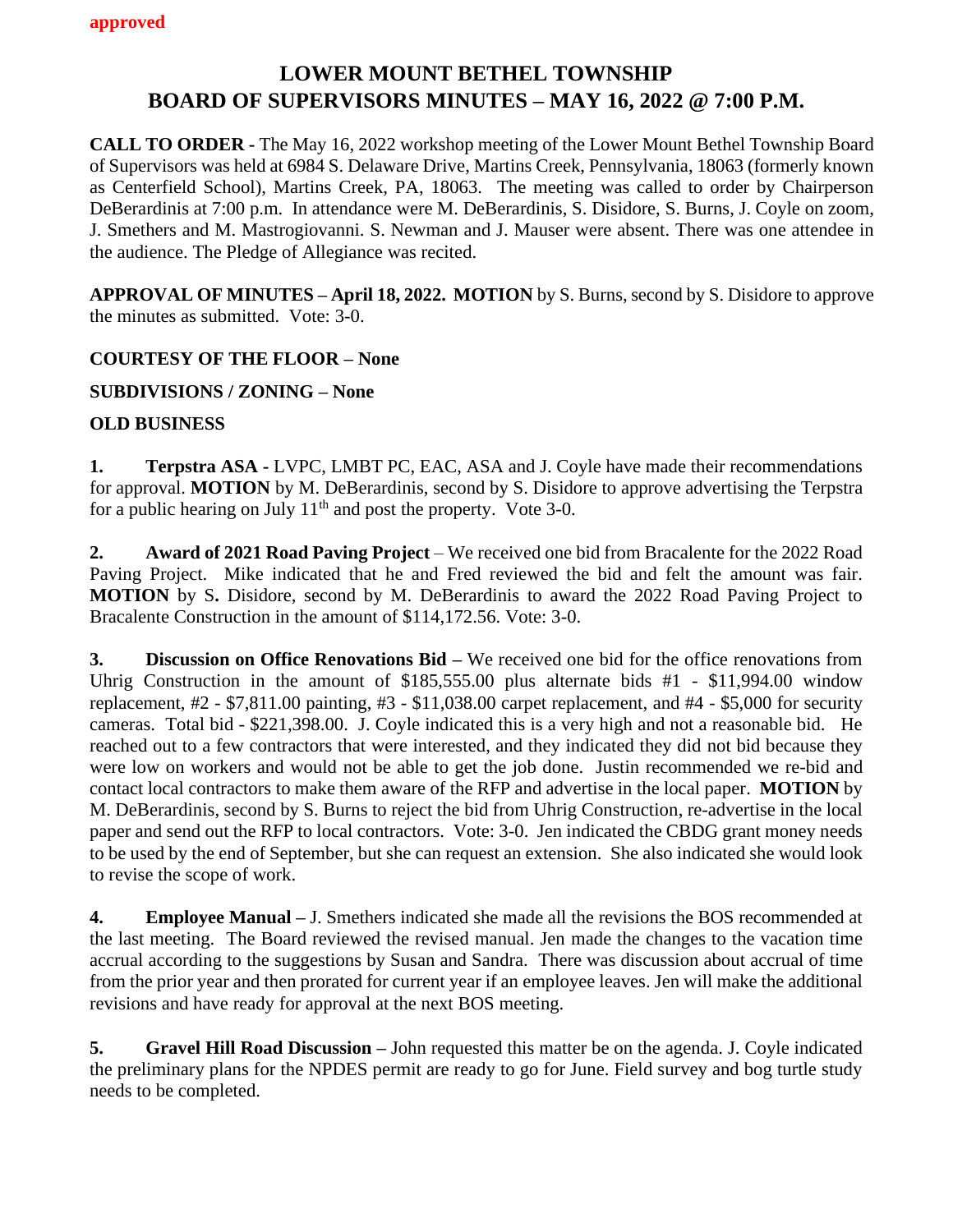approved

# LOWER MOUNT BETHEL TOWNSHIP
# BOARD OF SUPERVISORS MINUTES – MAY 16, 2022 @ 7:00 P.M.

**CALL TO ORDER -** The May 16, 2022 workshop meeting of the Lower Mount Bethel Township Board of Supervisors was held at 6984 S. Delaware Drive, Martins Creek, Pennsylvania, 18063 (formerly known as Centerfield School), Martins Creek, PA, 18063. The meeting was called to order by Chairperson DeBerardinis at 7:00 p.m. In attendance were M. DeBerardinis, S. Disidore, S. Burns, J. Coyle on zoom, J. Smethers and M. Mastrogiovanni. S. Newman and J. Mauser were absent. There was one attendee in the audience. The Pledge of Allegiance was recited.

**APPROVAL OF MINUTES – April 18, 2022. MOTION** by S. Burns, second by S. Disidore to approve the minutes as submitted. Vote: 3-0.

**COURTESY OF THE FLOOR – None**

**SUBDIVISIONS / ZONING – None**

**OLD BUSINESS**

**1. Terpstra ASA -** LVPC, LMBT PC, EAC, ASA and J. Coyle have made their recommendations for approval. **MOTION** by M. DeBerardinis, second by S. Disidore to approve advertising the Terpstra for a public hearing on July 11th and post the property. Vote 3-0.

**2. Award of 2021 Road Paving Project** – We received one bid from Bracalente for the 2022 Road Paving Project. Mike indicated that he and Fred reviewed the bid and felt the amount was fair. **MOTION** by S**.** Disidore, second by M. DeBerardinis to award the 2022 Road Paving Project to Bracalente Construction in the amount of $114,172.56. Vote: 3-0.

**3. Discussion on Office Renovations Bid –** We received one bid for the office renovations from Uhrig Construction in the amount of $185,555.00 plus alternate bids #1 - $11,994.00 window replacement, #2 - $7,811.00 painting, #3 - $11,038.00 carpet replacement, and #4 - $5,000 for security cameras. Total bid - $221,398.00. J. Coyle indicated this is a very high and not a reasonable bid. He reached out to a few contractors that were interested, and they indicated they did not bid because they were low on workers and would not be able to get the job done. Justin recommended we re-bid and contact local contractors to make them aware of the RFP and advertise in the local paper. **MOTION** by M. DeBerardinis, second by S. Burns to reject the bid from Uhrig Construction, re-advertise in the local paper and send out the RFP to local contractors. Vote: 3-0. Jen indicated the CBDG grant money needs to be used by the end of September, but she can request an extension. She also indicated she would look to revise the scope of work.

**4. Employee Manual –** J. Smethers indicated she made all the revisions the BOS recommended at the last meeting. The Board reviewed the revised manual. Jen made the changes to the vacation time accrual according to the suggestions by Susan and Sandra. There was discussion about accrual of time from the prior year and then prorated for current year if an employee leaves. Jen will make the additional revisions and have ready for approval at the next BOS meeting.

**5. Gravel Hill Road Discussion –** John requested this matter be on the agenda. J. Coyle indicated the preliminary plans for the NPDES permit are ready to go for June. Field survey and bog turtle study needs to be completed.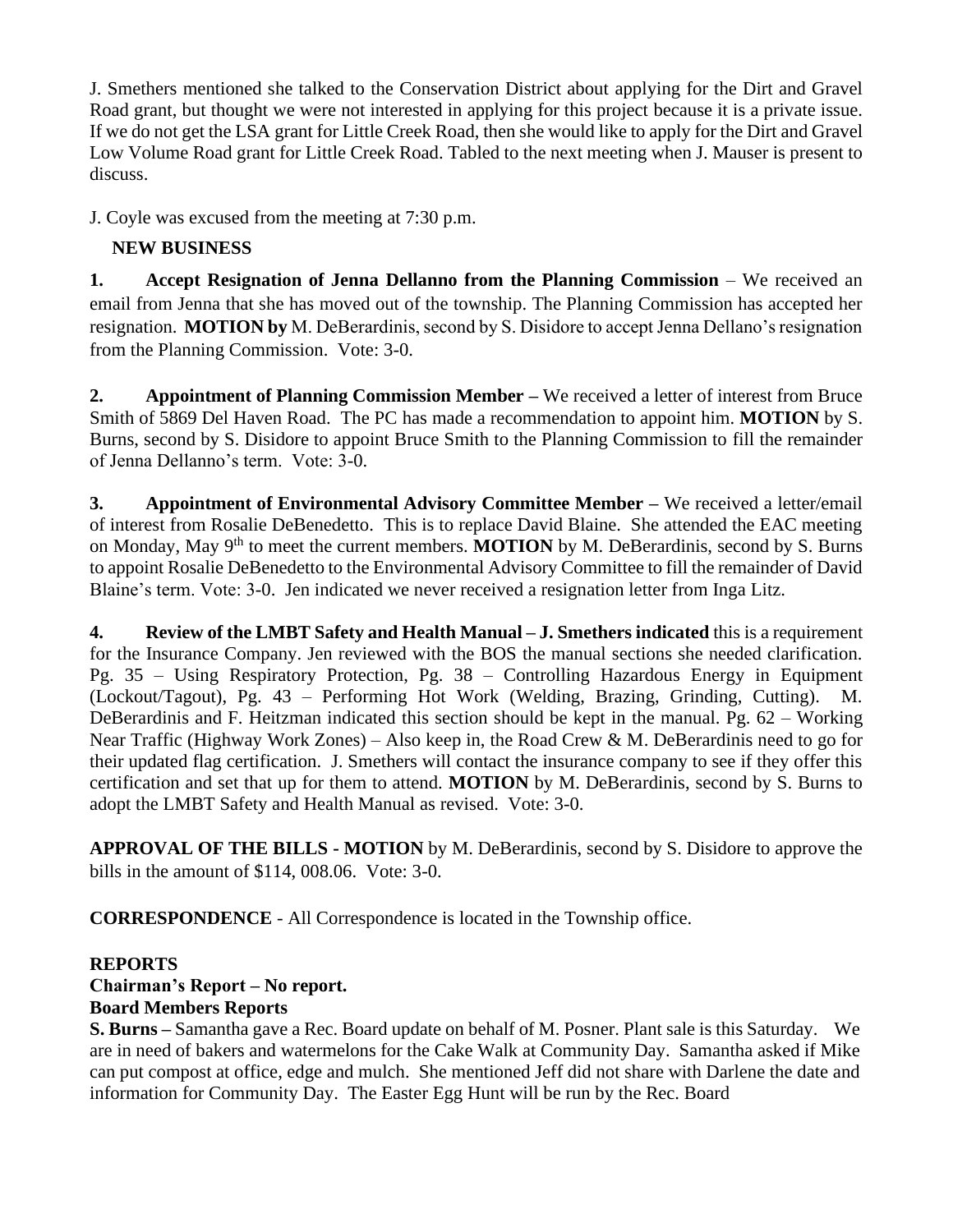J. Smethers mentioned she talked to the Conservation District about applying for the Dirt and Gravel Road grant, but thought we were not interested in applying for this project because it is a private issue. If we do not get the LSA grant for Little Creek Road, then she would like to apply for the Dirt and Gravel Low Volume Road grant for Little Creek Road. Tabled to the next meeting when J. Mauser is present to discuss.

J. Coyle was excused from the meeting at 7:30 p.m.

## NEW BUSINESS

**1. Accept Resignation of Jenna Dellanno from the Planning Commission** – We received an email from Jenna that she has moved out of the township. The Planning Commission has accepted her resignation. **MOTION by** M. DeBerardinis, second by S. Disidore to accept Jenna Dellano's resignation from the Planning Commission. Vote: 3-0.

**2. Appointment of Planning Commission Member –** We received a letter of interest from Bruce Smith of 5869 Del Haven Road. The PC has made a recommendation to appoint him. **MOTION** by S. Burns, second by S. Disidore to appoint Bruce Smith to the Planning Commission to fill the remainder of Jenna Dellanno's term. Vote: 3-0.

**3. Appointment of Environmental Advisory Committee Member –** We received a letter/email of interest from Rosalie DeBenedetto. This is to replace David Blaine. She attended the EAC meeting on Monday, May 9th to meet the current members. **MOTION** by M. DeBerardinis, second by S. Burns to appoint Rosalie DeBenedetto to the Environmental Advisory Committee to fill the remainder of David Blaine's term. Vote: 3-0. Jen indicated we never received a resignation letter from Inga Litz.

**4. Review of the LMBT Safety and Health Manual – J. Smethers indicated** this is a requirement for the Insurance Company. Jen reviewed with the BOS the manual sections she needed clarification. Pg. 35 – Using Respiratory Protection, Pg. 38 – Controlling Hazardous Energy in Equipment (Lockout/Tagout), Pg. 43 – Performing Hot Work (Welding, Brazing, Grinding, Cutting). M. DeBerardinis and F. Heitzman indicated this section should be kept in the manual. Pg. 62 – Working Near Traffic (Highway Work Zones) – Also keep in, the Road Crew & M. DeBerardinis need to go for their updated flag certification. J. Smethers will contact the insurance company to see if they offer this certification and set that up for them to attend. **MOTION** by M. DeBerardinis, second by S. Burns to adopt the LMBT Safety and Health Manual as revised. Vote: 3-0.

**APPROVAL OF THE BILLS - MOTION** by M. DeBerardinis, second by S. Disidore to approve the bills in the amount of $114, 008.06. Vote: 3-0.

**CORRESPONDENCE** - All Correspondence is located in the Township office.

## REPORTS

**Chairman's Report – No report.**

**Board Members Reports**

**S. Burns –** Samantha gave a Rec. Board update on behalf of M. Posner. Plant sale is this Saturday. We are in need of bakers and watermelons for the Cake Walk at Community Day. Samantha asked if Mike can put compost at office, edge and mulch. She mentioned Jeff did not share with Darlene the date and information for Community Day. The Easter Egg Hunt will be run by the Rec. Board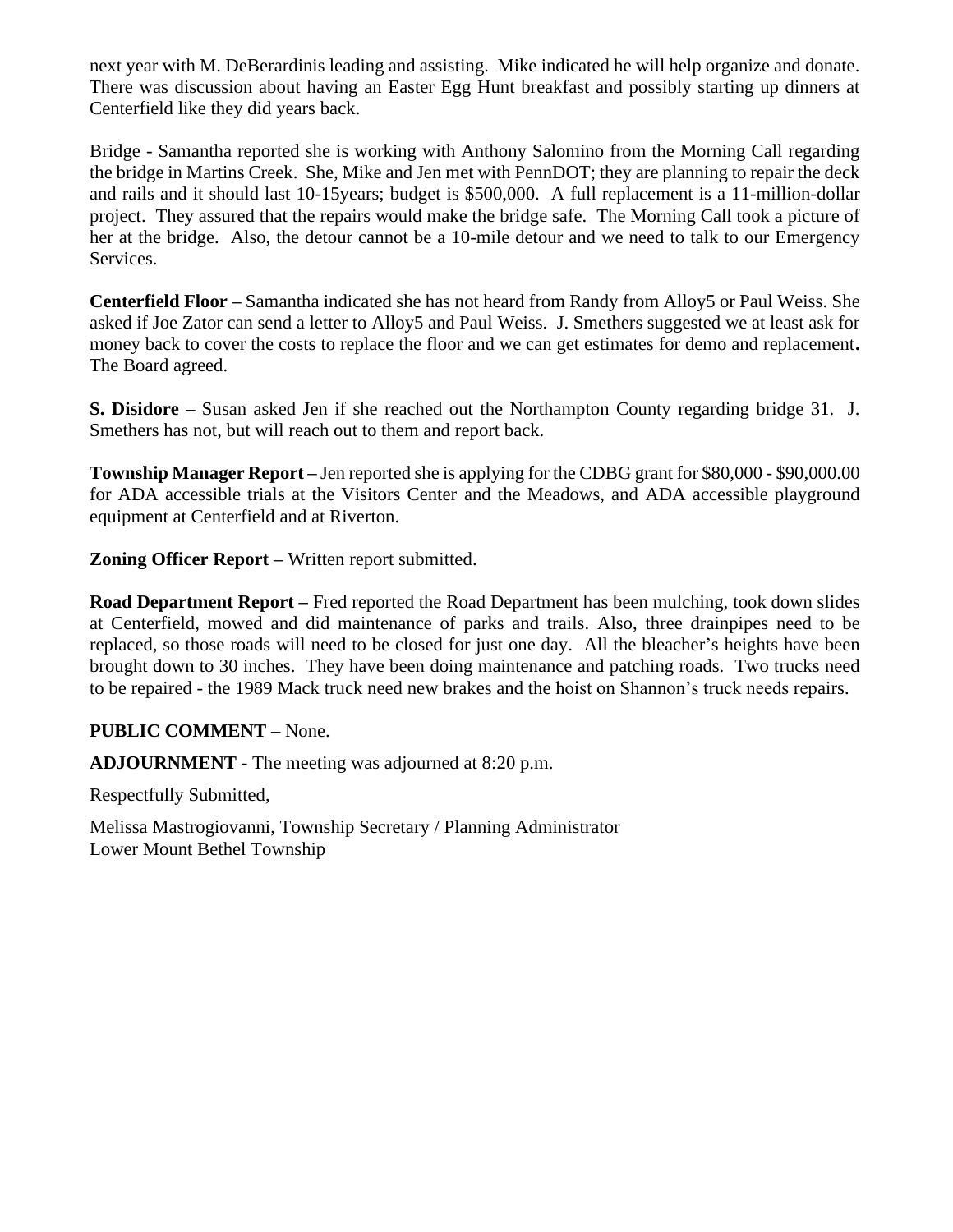next year with M. DeBerardinis leading and assisting. Mike indicated he will help organize and donate. There was discussion about having an Easter Egg Hunt breakfast and possibly starting up dinners at Centerfield like they did years back.

Bridge - Samantha reported she is working with Anthony Salomino from the Morning Call regarding the bridge in Martins Creek. She, Mike and Jen met with PennDOT; they are planning to repair the deck and rails and it should last 10-15years; budget is $500,000. A full replacement is a 11-million-dollar project. They assured that the repairs would make the bridge safe. The Morning Call took a picture of her at the bridge. Also, the detour cannot be a 10-mile detour and we need to talk to our Emergency Services.

**Centerfield Floor –** Samantha indicated she has not heard from Randy from Alloy5 or Paul Weiss. She asked if Joe Zator can send a letter to Alloy5 and Paul Weiss. J. Smethers suggested we at least ask for money back to cover the costs to replace the floor and we can get estimates for demo and replacement**.** The Board agreed.

**S. Disidore –** Susan asked Jen if she reached out the Northampton County regarding bridge 31. J. Smethers has not, but will reach out to them and report back.

**Township Manager Report –** Jen reported she is applying for the CDBG grant for $80,000 - $90,000.00 for ADA accessible trials at the Visitors Center and the Meadows, and ADA accessible playground equipment at Centerfield and at Riverton.

**Zoning Officer Report –** Written report submitted.

**Road Department Report –** Fred reported the Road Department has been mulching, took down slides at Centerfield, mowed and did maintenance of parks and trails. Also, three drainpipes need to be replaced, so those roads will need to be closed for just one day. All the bleacher's heights have been brought down to 30 inches. They have been doing maintenance and patching roads. Two trucks need to be repaired - the 1989 Mack truck need new brakes and the hoist on Shannon's truck needs repairs.

**PUBLIC COMMENT –** None.

**ADJOURNMENT** - The meeting was adjourned at 8:20 p.m.

Respectfully Submitted,

Melissa Mastrogiovanni, Township Secretary / Planning Administrator
Lower Mount Bethel Township